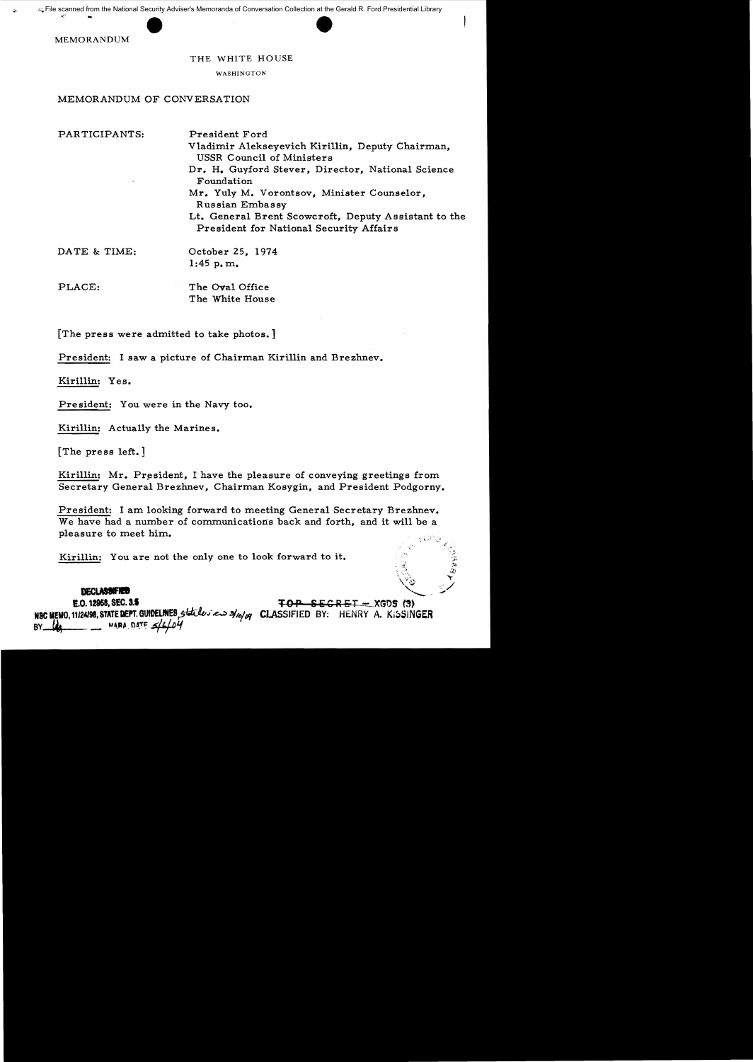File scanned from the National Security Adviser's Memoranda of Conversation Collection at the Gerald R. Ford Presidential Library

MEMORANDUM

THE WHITE HOUSE

WASHINGTON

MEMORANDUM OF CONVERSATION

PARTICIPANTS: President Ford
Vladimir Alekseyevich Kirillin, Deputy Chairman, USSR Council of Ministers
Dr. H. Guyford Stever, Director, National Science Foundation
Mr. Yuly M. Vorontsov, Minister Counselor, Russian Embassy
Lt. General Brent Scowcroft, Deputy Assistant to the President for National Security Affairs

DATE & TIME: October 25, 1974
1:45 p.m.

PLACE: The Oval Office
The White House

[The press were admitted to take photos.]

President: I saw a picture of Chairman Kirillin and Brezhnev.

Kirillin: Yes.

President: You were in the Navy too.

Kirillin: Actually the Marines.

[The press left.]

Kirillin: Mr. President, I have the pleasure of conveying greetings from Secretary General Brezhnev, Chairman Kosygin, and President Podgorny.

President: I am looking forward to meeting General Secretary Brezhnev. We have had a number of communications back and forth, and it will be a pleasure to meet him.

Kirillin: You are not the only one to look forward to it.

DECLASSIFIED
E.O. 12958, SEC. 3.5
NSC MEMO, 11/24/98, STATE DEPT. GUIDELINES State review 3/10/04
BY ___ NARA, DATE 5/6/04

~~TOP SECRET~~ – XGDS (3)
CLASSIFIED BY: HENRY A. KISSINGER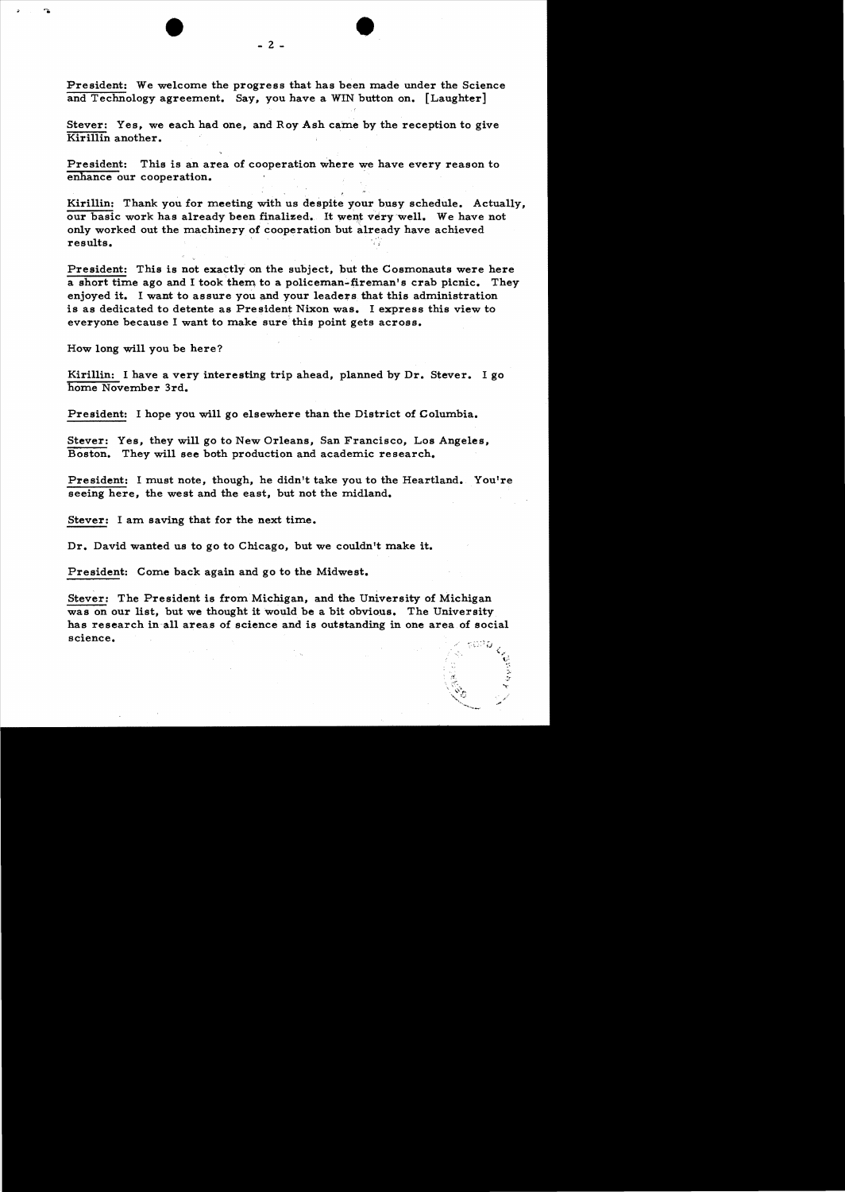President: We welcome the progress that has been made under the Science and Technology agreement. Say, you have a WIN button on. [Laughter]

Stever: Yes, we each had one, and Roy Ash came by the reception to give Kirillin another.

President: This is an area of cooperation where we have every reason to enhance our cooperation.

Kirillin: Thank you for meeting with us despite your busy schedule. Actually, our basic work has already been finalized. It went very well. We have not only worked out the machinery of cooperation but already have achieved results.

President: This is not exactly on the subject, but the Cosmonauts were here a short time ago and I took them to a policeman-fireman's crab picnic. They enjoyed it. I want to assure you and your leaders that this administration is as dedicated to detente as President Nixon was. I express this view to everyone because I want to make sure this point gets across.

How long will you be here?

Kirillin: I have a very interesting trip ahead, planned by Dr. Stever. I go home November 3rd.

President: I hope you will go elsewhere than the District of Columbia.

Stever: Yes, they will go to New Orleans, San Francisco, Los Angeles, Boston. They will see both production and academic research.

President: I must note, though, he didn't take you to the Heartland. You're seeing here, the west and the east, but not the midland.

Stever: I am saving that for the next time.

Dr. David wanted us to go to Chicago, but we couldn't make it.

President: Come back again and go to the Midwest.

Stever: The President is from Michigan, and the University of Michigan was on our list, but we thought it would be a bit obvious. The University has research in all areas of science and is outstanding in one area of social science.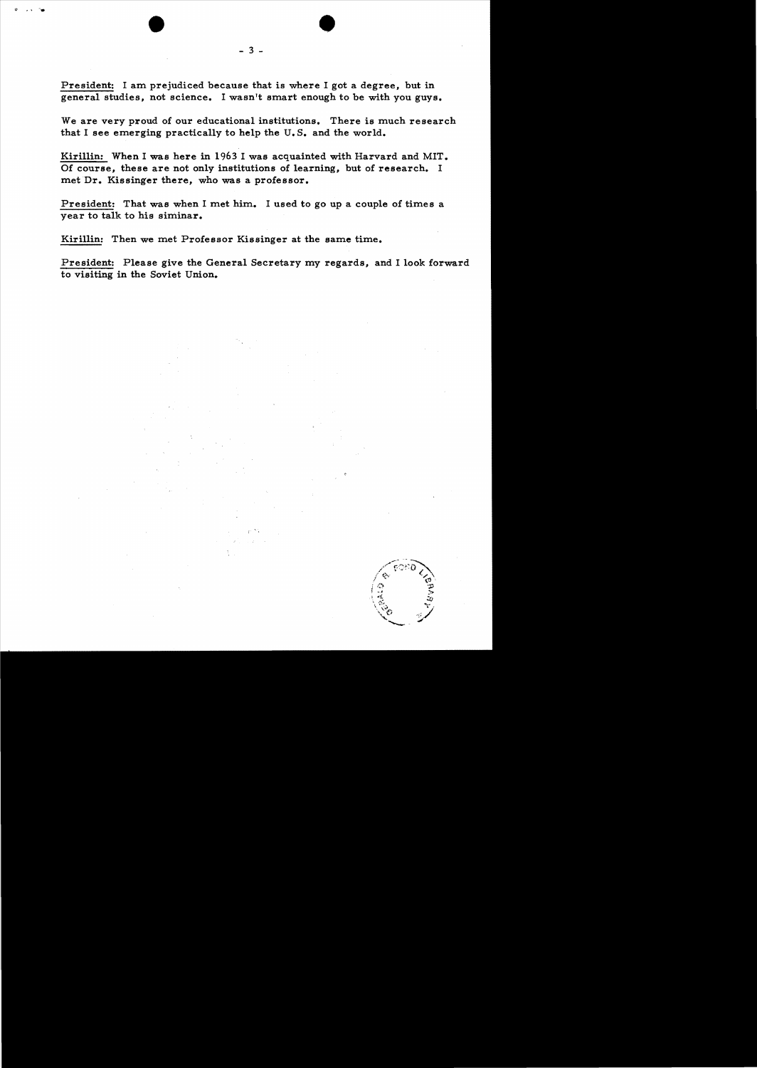President: I am prejudiced because that is where I got a degree, but in general studies, not science. I wasn't smart enough to be with you guys.

We are very proud of our educational institutions. There is much research that I see emerging practically to help the U.S. and the world.

Kirillin: When I was here in 1963 I was acquainted with Harvard and MIT. Of course, these are not only institutions of learning, but of research. I met Dr. Kissinger there, who was a professor.

President: That was when I met him. I used to go up a couple of times a year to talk to his siminar.

Kirillin: Then we met Professor Kissinger at the same time.

President: Please give the General Secretary my regards, and I look forward to visiting in the Soviet Union.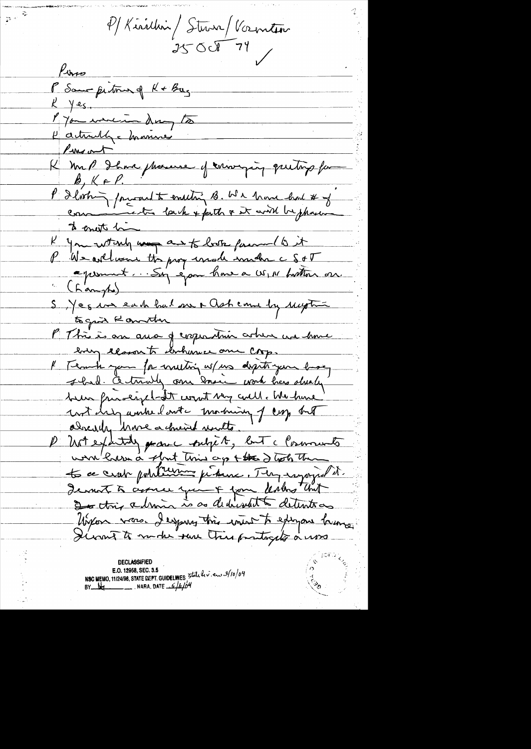P/Kirilenko/Steuer/Vorontsov
25 Oct 74 ✓

Press

P Saw picture of K + Bag.

K Yes.

P You were in dining too.

K actually a marine

Present

K Mr P I have pleasure of conveying greetings from B, K & P.

P I looking forward to meeting B. We have had # of communications back + forth & it will be pleasure to meet him.

K You certainly wasn't to look forward to it

P We all welcome the prog made under c S & T agreement.. Say you have a US, W button on. (Lamps)

S Yes we each had one & Ash came by wanting to give K another

P This is an area of cooperation where we have every reason to enhance our coop.

K Thank you for meeting w/us despite your busy sched. Actually our Soviet work has already been principled. It went very well. We have not only worked out machinery of coop but already have achieved results.

P Not exactly peace subject, but c Cosmonauts were here a short time ago & I took them to ceremony portraits picture. They enjoyed it. I want to assure you & your leaders that I & this admin is as dedicated to detente as Nixon was. I express this intent to everyone. I want to make sure this gets across

DECLASSIFIED
E.O. 12958, SEC. 3.5
NSC MEMO, 11/24/98, STATE DEPT. GUIDELINES State Rev. 3/10/04
BY ___ NARA, DATE 5/6/04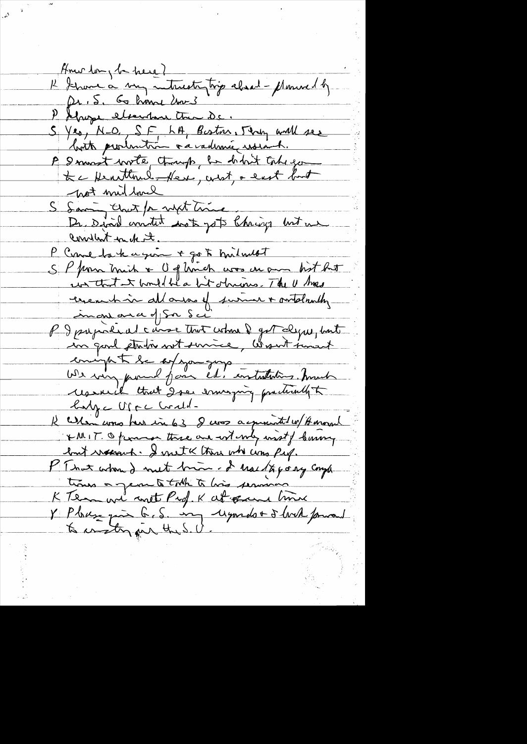How long, be here?

K I have a very interesting trip ahead - planned by Dr. S. Go home Nov 3

P I hope elsewhere than DC.

S Yes, N.O., SF, LA, Boston. They will see both production & academic research.

P I must note, though, he didn't take you to Heartland - New, west, & east but not mid land

S Saving that for next time. Dr. David wanted to go to Chicago but we couldn't make it.

P Come back again & go to midwest

S P from Mich & U of Mich was on our list but we thought it would be a bit obvious. The U has research in all areas of science & outstandingly in one area of Soc Sci

P I prejudiced cause that where I got degree, but in good state not service. Wasn't smart enough to be w/ you guys. We very proud of our ed. institutions. Much research that I see emerging practically to help the US & world.

K When was here in 63 I was acquainted w/ Harvard & MIT. O[f] former these are not only inst of learning but research. I met K there who was Prof.

P That where I met him. I used to go very couple times a year to talk to his seminar

K Then we met Prof. K at same time

P Please give G.S. my regards & I look forward to visiting in the S.U.